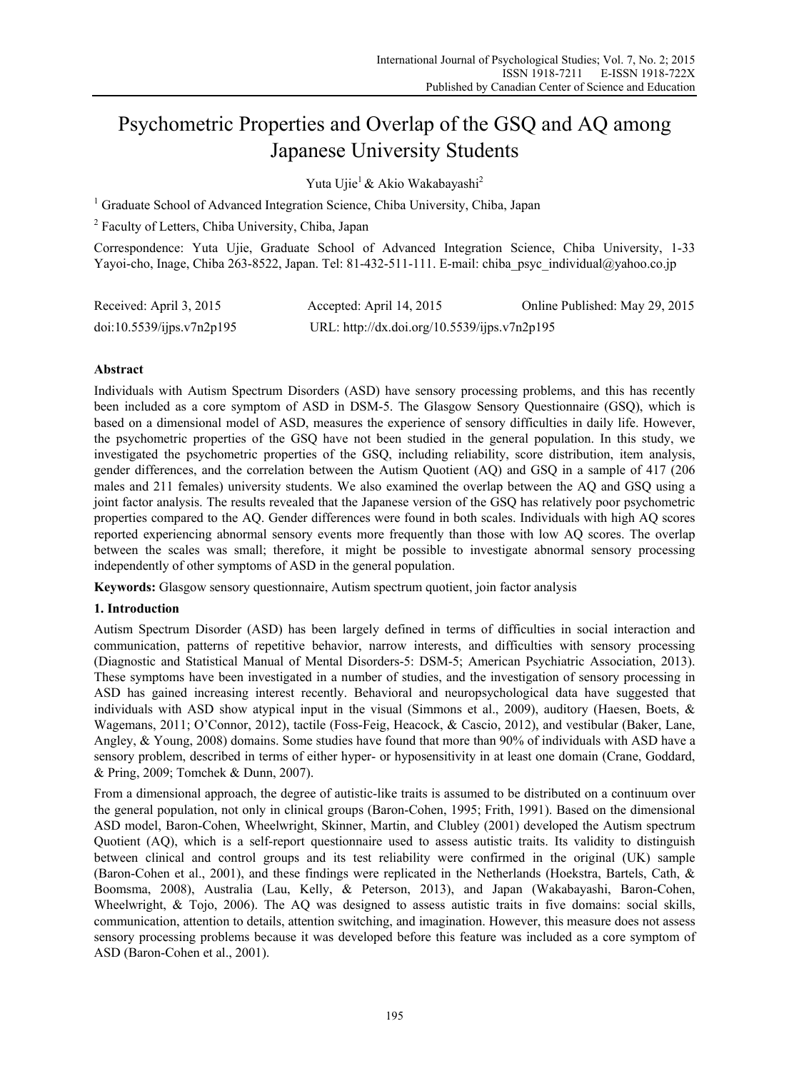# Psychometric Properties and Overlap of the GSQ and AQ among Japanese University Students

Yuta Ujie[1] & Akio Wakabayashi[2]

[1] Graduate School of Advanced Integration Science, Chiba University, Chiba, Japan

[2] Faculty of Letters, Chiba University, Chiba, Japan

Correspondence: Yuta Ujie, Graduate School of Advanced Integration Science, Chiba University, 1-33 Yayoi-cho, Inage, Chiba 263-8522, Japan. Tel: 81-432-511-111. E-mail: chiba_psyc_individual@yahoo.co.jp

Received: April 3, 2015 Accepted: April 14, 2015 Online Published: May 29, 2015

doi:10.5539/ijps.v7n2p195 URL: http://dx.doi.org/10.5539/ijps.v7n2p195

## Abstract

Individuals with Autism Spectrum Disorders (ASD) have sensory processing problems, and this has recently been included as a core symptom of ASD in DSM-5. The Glasgow Sensory Questionnaire (GSQ), which is based on a dimensional model of ASD, measures the experience of sensory difficulties in daily life. However, the psychometric properties of the GSQ have not been studied in the general population. In this study, we investigated the psychometric properties of the GSQ, including reliability, score distribution, item analysis, gender differences, and the correlation between the Autism Quotient (AQ) and GSQ in a sample of 417 (206 males and 211 females) university students. We also examined the overlap between the AQ and GSQ using a joint factor analysis. The results revealed that the Japanese version of the GSQ has relatively poor psychometric properties compared to the AQ. Gender differences were found in both scales. Individuals with high AQ scores reported experiencing abnormal sensory events more frequently than those with low AQ scores. The overlap between the scales was small; therefore, it might be possible to investigate abnormal sensory processing independently of other symptoms of ASD in the general population.

**Keywords:** Glasgow sensory questionnaire, Autism spectrum quotient, join factor analysis

## 1. Introduction

Autism Spectrum Disorder (ASD) has been largely defined in terms of difficulties in social interaction and communication, patterns of repetitive behavior, narrow interests, and difficulties with sensory processing (Diagnostic and Statistical Manual of Mental Disorders-5: DSM-5; American Psychiatric Association, 2013). These symptoms have been investigated in a number of studies, and the investigation of sensory processing in ASD has gained increasing interest recently. Behavioral and neuropsychological data have suggested that individuals with ASD show atypical input in the visual (Simmons et al., 2009), auditory (Haesen, Boets, & Wagemans, 2011; O'Connor, 2012), tactile (Foss-Feig, Heacock, & Cascio, 2012), and vestibular (Baker, Lane, Angley, & Young, 2008) domains. Some studies have found that more than 90% of individuals with ASD have a sensory problem, described in terms of either hyper- or hyposensitivity in at least one domain (Crane, Goddard, & Pring, 2009; Tomchek & Dunn, 2007).

From a dimensional approach, the degree of autistic-like traits is assumed to be distributed on a continuum over the general population, not only in clinical groups (Baron-Cohen, 1995; Frith, 1991). Based on the dimensional ASD model, Baron-Cohen, Wheelwright, Skinner, Martin, and Clubley (2001) developed the Autism spectrum Quotient (AQ), which is a self-report questionnaire used to assess autistic traits. Its validity to distinguish between clinical and control groups and its test reliability were confirmed in the original (UK) sample (Baron-Cohen et al., 2001), and these findings were replicated in the Netherlands (Hoekstra, Bartels, Cath, & Boomsma, 2008), Australia (Lau, Kelly, & Peterson, 2013), and Japan (Wakabayashi, Baron-Cohen, Wheelwright, & Tojo, 2006). The AQ was designed to assess autistic traits in five domains: social skills, communication, attention to details, attention switching, and imagination. However, this measure does not assess sensory processing problems because it was developed before this feature was included as a core symptom of ASD (Baron-Cohen et al., 2001).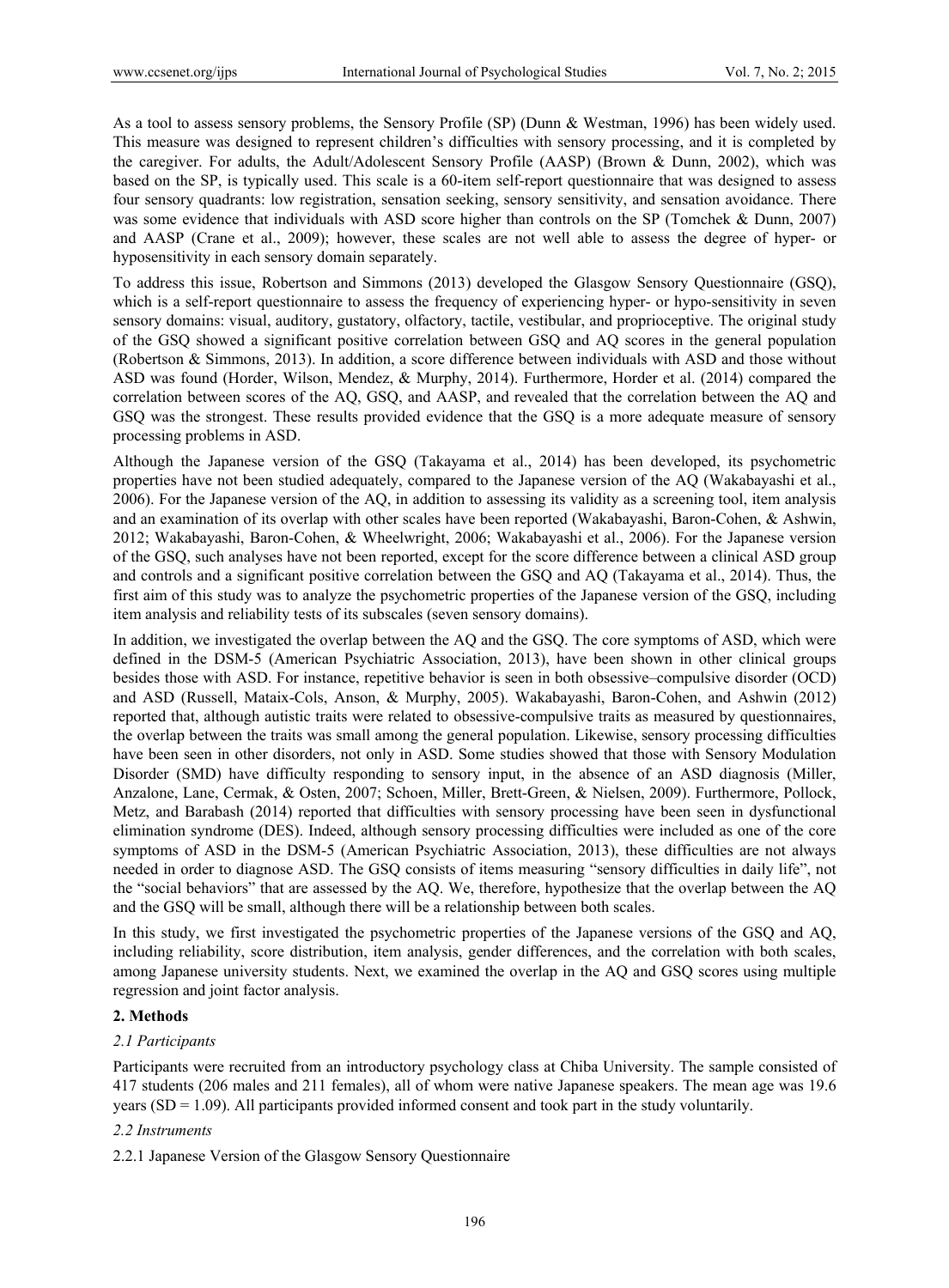As a tool to assess sensory problems, the Sensory Profile (SP) (Dunn & Westman, 1996) has been widely used. This measure was designed to represent children's difficulties with sensory processing, and it is completed by the caregiver. For adults, the Adult/Adolescent Sensory Profile (AASP) (Brown & Dunn, 2002), which was based on the SP, is typically used. This scale is a 60-item self-report questionnaire that was designed to assess four sensory quadrants: low registration, sensation seeking, sensory sensitivity, and sensation avoidance. There was some evidence that individuals with ASD score higher than controls on the SP (Tomchek & Dunn, 2007) and AASP (Crane et al., 2009); however, these scales are not well able to assess the degree of hyper- or hyposensitivity in each sensory domain separately.

To address this issue, Robertson and Simmons (2013) developed the Glasgow Sensory Questionnaire (GSQ), which is a self-report questionnaire to assess the frequency of experiencing hyper- or hypo-sensitivity in seven sensory domains: visual, auditory, gustatory, olfactory, tactile, vestibular, and proprioceptive. The original study of the GSQ showed a significant positive correlation between GSQ and AQ scores in the general population (Robertson & Simmons, 2013). In addition, a score difference between individuals with ASD and those without ASD was found (Horder, Wilson, Mendez, & Murphy, 2014). Furthermore, Horder et al. (2014) compared the correlation between scores of the AQ, GSQ, and AASP, and revealed that the correlation between the AQ and GSQ was the strongest. These results provided evidence that the GSQ is a more adequate measure of sensory processing problems in ASD.

Although the Japanese version of the GSQ (Takayama et al., 2014) has been developed, its psychometric properties have not been studied adequately, compared to the Japanese version of the AQ (Wakabayashi et al., 2006). For the Japanese version of the AQ, in addition to assessing its validity as a screening tool, item analysis and an examination of its overlap with other scales have been reported (Wakabayashi, Baron-Cohen, & Ashwin, 2012; Wakabayashi, Baron-Cohen, & Wheelwright, 2006; Wakabayashi et al., 2006). For the Japanese version of the GSQ, such analyses have not been reported, except for the score difference between a clinical ASD group and controls and a significant positive correlation between the GSQ and AQ (Takayama et al., 2014). Thus, the first aim of this study was to analyze the psychometric properties of the Japanese version of the GSQ, including item analysis and reliability tests of its subscales (seven sensory domains).

In addition, we investigated the overlap between the AQ and the GSQ. The core symptoms of ASD, which were defined in the DSM-5 (American Psychiatric Association, 2013), have been shown in other clinical groups besides those with ASD. For instance, repetitive behavior is seen in both obsessive–compulsive disorder (OCD) and ASD (Russell, Mataix-Cols, Anson, & Murphy, 2005). Wakabayashi, Baron–Cohen, and Ashwin (2012) reported that, although autistic traits were related to obsessive-compulsive traits as measured by questionnaires, the overlap between the traits was small among the general population. Likewise, sensory processing difficulties have been seen in other disorders, not only in ASD. Some studies showed that those with Sensory Modulation Disorder (SMD) have difficulty responding to sensory input, in the absence of an ASD diagnosis (Miller, Anzalone, Lane, Cermak, & Osten, 2007; Schoen, Miller, Brett-Green, & Nielsen, 2009). Furthermore, Pollock, Metz, and Barabash (2014) reported that difficulties with sensory processing have been seen in dysfunctional elimination syndrome (DES). Indeed, although sensory processing difficulties were included as one of the core symptoms of ASD in the DSM-5 (American Psychiatric Association, 2013), these difficulties are not always needed in order to diagnose ASD. The GSQ consists of items measuring "sensory difficulties in daily life", not the "social behaviors" that are assessed by the AQ. We, therefore, hypothesize that the overlap between the AQ and the GSQ will be small, although there will be a relationship between both scales.

In this study, we first investigated the psychometric properties of the Japanese versions of the GSQ and AQ, including reliability, score distribution, item analysis, gender differences, and the correlation with both scales, among Japanese university students. Next, we examined the overlap in the AQ and GSQ scores using multiple regression and joint factor analysis.

## 2. Methods

### *2.1 Participants*

Participants were recruited from an introductory psychology class at Chiba University. The sample consisted of 417 students (206 males and 211 females), all of whom were native Japanese speakers. The mean age was 19.6 years (SD = 1.09). All participants provided informed consent and took part in the study voluntarily.

### *2.2 Instruments*

#### 2.2.1 Japanese Version of the Glasgow Sensory Questionnaire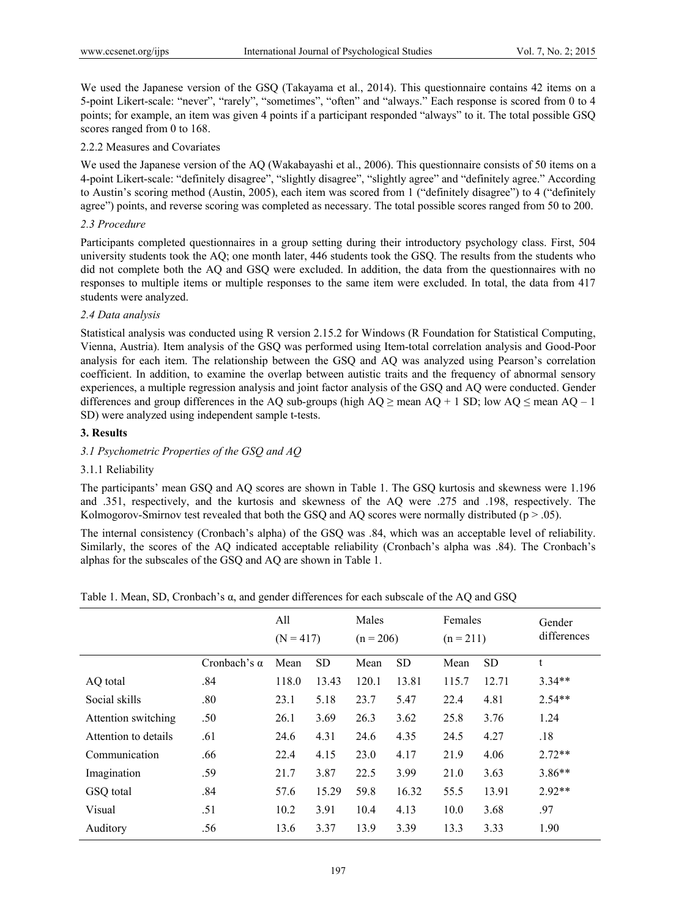We used the Japanese version of the GSQ (Takayama et al., 2014). This questionnaire contains 42 items on a 5-point Likert-scale: "never", "rarely", "sometimes", "often" and "always." Each response is scored from 0 to 4 points; for example, an item was given 4 points if a participant responded "always" to it. The total possible GSQ scores ranged from 0 to 168.

#### 2.2.2 Measures and Covariates

We used the Japanese version of the AQ (Wakabayashi et al., 2006). This questionnaire consists of 50 items on a 4-point Likert-scale: "definitely disagree", "slightly disagree", "slightly agree" and "definitely agree." According to Austin's scoring method (Austin, 2005), each item was scored from 1 ("definitely disagree") to 4 ("definitely agree") points, and reverse scoring was completed as necessary. The total possible scores ranged from 50 to 200.

### *2.3 Procedure*

Participants completed questionnaires in a group setting during their introductory psychology class. First, 504 university students took the AQ; one month later, 446 students took the GSQ. The results from the students who did not complete both the AQ and GSQ were excluded. In addition, the data from the questionnaires with no responses to multiple items or multiple responses to the same item were excluded. In total, the data from 417 students were analyzed.

### *2.4 Data analysis*

Statistical analysis was conducted using R version 2.15.2 for Windows (R Foundation for Statistical Computing, Vienna, Austria). Item analysis of the GSQ was performed using Item-total correlation analysis and Good-Poor analysis for each item. The relationship between the GSQ and AQ was analyzed using Pearson's correlation coefficient. In addition, to examine the overlap between autistic traits and the frequency of abnormal sensory experiences, a multiple regression analysis and joint factor analysis of the GSQ and AQ were conducted. Gender differences and group differences in the AQ sub-groups (high AQ ≥ mean AQ + 1 SD; low AQ ≤ mean AQ – 1 SD) were analyzed using independent sample t-tests.

## 3. Results

### *3.1 Psychometric Properties of the GSQ and AQ*

#### 3.1.1 Reliability

The participants' mean GSQ and AQ scores are shown in Table 1. The GSQ kurtosis and skewness were 1.196 and .351, respectively, and the kurtosis and skewness of the AQ were .275 and .198, respectively. The Kolmogorov-Smirnov test revealed that both the GSQ and AQ scores were normally distributed ($p > .05$).

The internal consistency (Cronbach's alpha) of the GSQ was .84, which was an acceptable level of reliability. Similarly, the scores of the AQ indicated acceptable reliability (Cronbach's alpha was .84). The Cronbach's alphas for the subscales of the GSQ and AQ are shown in Table 1.

Table 1. Mean, SD, Cronbach's α, and gender differences for each subscale of the AQ and GSQ

| | | All (N = 417) | | Males (n = 206) | | Females (n = 211) | | Gender differences |
|---|---|---|---|---|---|---|---|---|
| | Cronbach's α | Mean | SD | Mean | SD | Mean | SD | t |
| AQ total | .84 | 118.0 | 13.43 | 120.1 | 13.81 | 115.7 | 12.71 | 3.34** |
| Social skills | .80 | 23.1 | 5.18 | 23.7 | 5.47 | 22.4 | 4.81 | 2.54** |
| Attention switching | .50 | 26.1 | 3.69 | 26.3 | 3.62 | 25.8 | 3.76 | 1.24 |
| Attention to details | .61 | 24.6 | 4.31 | 24.6 | 4.35 | 24.5 | 4.27 | .18 |
| Communication | .66 | 22.4 | 4.15 | 23.0 | 4.17 | 21.9 | 4.06 | 2.72** |
| Imagination | .59 | 21.7 | 3.87 | 22.5 | 3.99 | 21.0 | 3.63 | 3.86** |
| GSQ total | .84 | 57.6 | 15.29 | 59.8 | 16.32 | 55.5 | 13.91 | 2.92** |
| Visual | .51 | 10.2 | 3.91 | 10.4 | 4.13 | 10.0 | 3.68 | .97 |
| Auditory | .56 | 13.6 | 3.37 | 13.9 | 3.39 | 13.3 | 3.33 | 1.90 |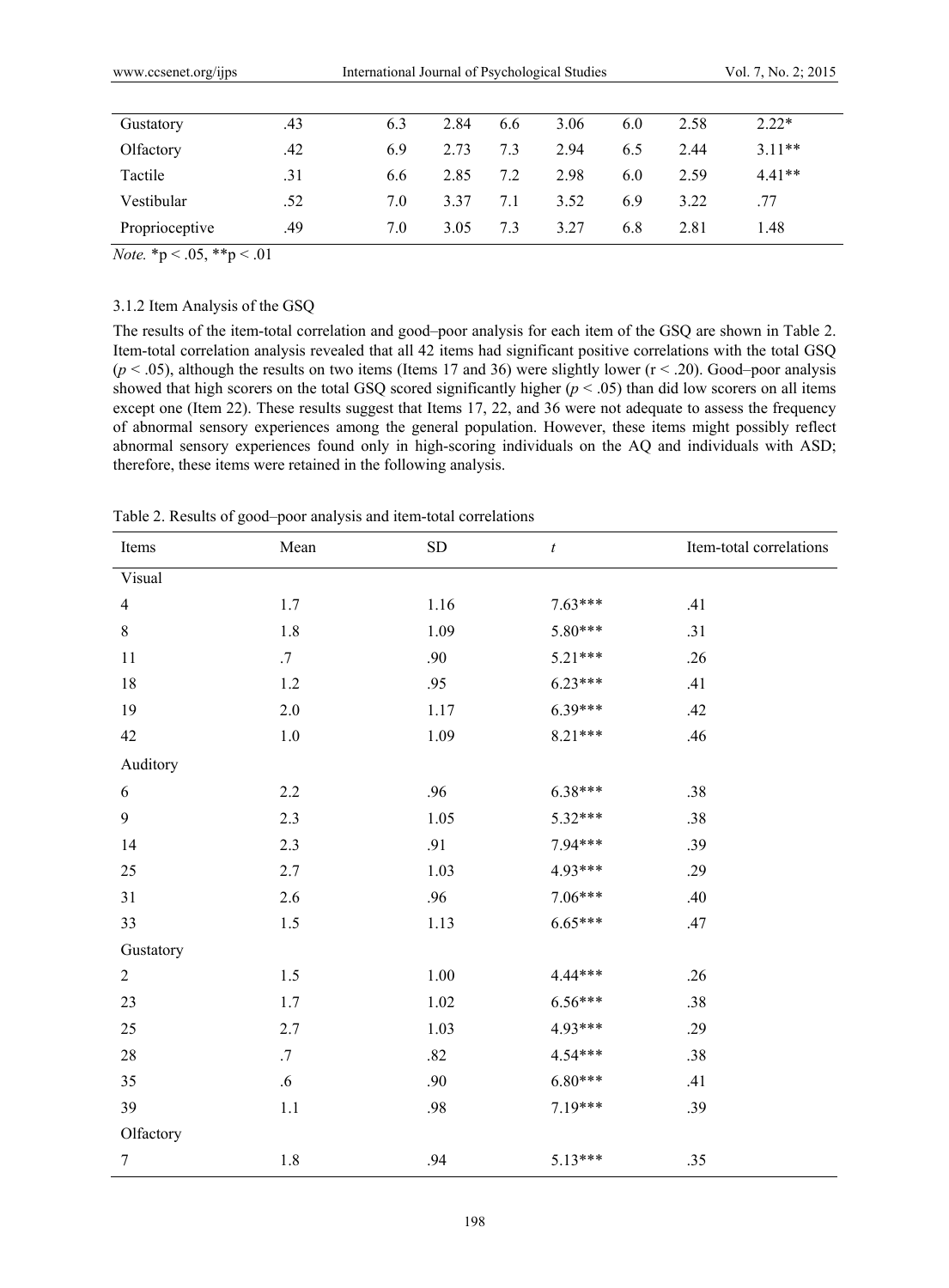| | | | | | | | | |
|---|---|---|---|---|---|---|---|---|
| Gustatory | .43 | 6.3 | 2.84 | 6.6 | 3.06 | 6.0 | 2.58 | 2.22* |
| Olfactory | .42 | 6.9 | 2.73 | 7.3 | 2.94 | 6.5 | 2.44 | 3.11** |
| Tactile | .31 | 6.6 | 2.85 | 7.2 | 2.98 | 6.0 | 2.59 | 4.41** |
| Vestibular | .52 | 7.0 | 3.37 | 7.1 | 3.52 | 6.9 | 3.22 | .77 |
| Proprioceptive | .49 | 7.0 | 3.05 | 7.3 | 3.27 | 6.8 | 2.81 | 1.48 |

*Note.* *p < .05, **p < .01

### 3.1.2 Item Analysis of the GSQ

The results of the item-total correlation and good–poor analysis for each item of the GSQ are shown in Table 2. Item-total correlation analysis revealed that all 42 items had significant positive correlations with the total GSQ ($p < .05$), although the results on two items (Items 17 and 36) were slightly lower ($r < .20$). Good–poor analysis showed that high scorers on the total GSQ scored significantly higher ($p < .05$) than did low scorers on all items except one (Item 22). These results suggest that Items 17, 22, and 36 were not adequate to assess the frequency of abnormal sensory experiences among the general population. However, these items might possibly reflect abnormal sensory experiences found only in high-scoring individuals on the AQ and individuals with ASD; therefore, these items were retained in the following analysis.

Table 2. Results of good–poor analysis and item-total correlations

| Items | Mean | SD | *t* | Item-total correlations |
|---|---|---|---|---|
| Visual | | | | |
| 4 | 1.7 | 1.16 | 7.63*** | .41 |
| 8 | 1.8 | 1.09 | 5.80*** | .31 |
| 11 | .7 | .90 | 5.21*** | .26 |
| 18 | 1.2 | .95 | 6.23*** | .41 |
| 19 | 2.0 | 1.17 | 6.39*** | .42 |
| 42 | 1.0 | 1.09 | 8.21*** | .46 |
| Auditory | | | | |
| 6 | 2.2 | .96 | 6.38*** | .38 |
| 9 | 2.3 | 1.05 | 5.32*** | .38 |
| 14 | 2.3 | .91 | 7.94*** | .39 |
| 25 | 2.7 | 1.03 | 4.93*** | .29 |
| 31 | 2.6 | .96 | 7.06*** | .40 |
| 33 | 1.5 | 1.13 | 6.65*** | .47 |
| Gustatory | | | | |
| 2 | 1.5 | 1.00 | 4.44*** | .26 |
| 23 | 1.7 | 1.02 | 6.56*** | .38 |
| 25 | 2.7 | 1.03 | 4.93*** | .29 |
| 28 | .7 | .82 | 4.54*** | .38 |
| 35 | .6 | .90 | 6.80*** | .41 |
| 39 | 1.1 | .98 | 7.19*** | .39 |
| Olfactory | | | | |
| 7 | 1.8 | .94 | 5.13*** | .35 |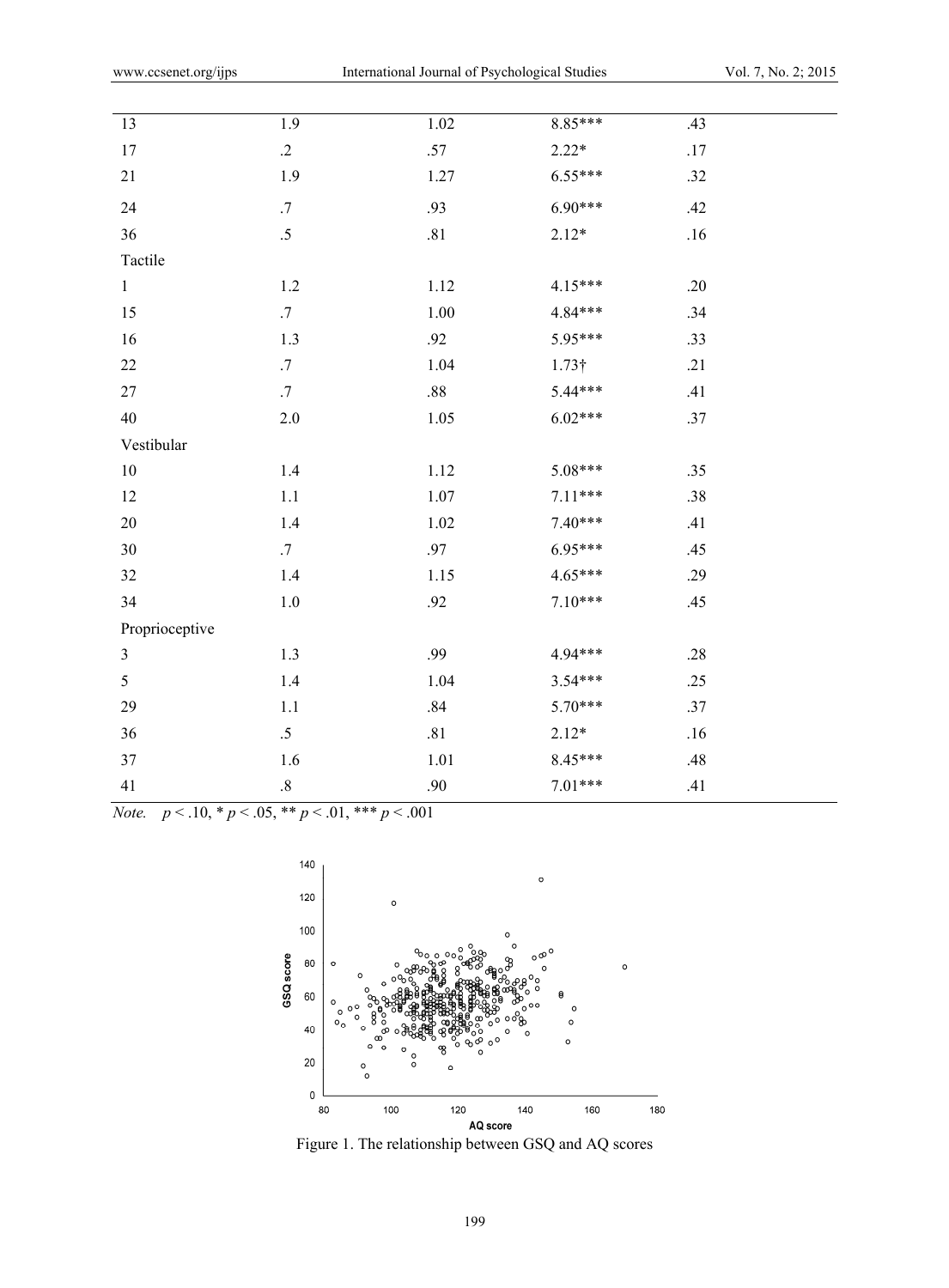| | | | | |
|---|---|---|---|---|
| 13 | 1.9 | 1.02 | 8.85*** | .43 |
| 17 | .2 | .57 | 2.22* | .17 |
| 21 | 1.9 | 1.27 | 6.55*** | .32 |
| 24 | .7 | .93 | 6.90*** | .42 |
| 36 | .5 | .81 | 2.12* | .16 |
| Tactile | | | | |
| 1 | 1.2 | 1.12 | 4.15*** | .20 |
| 15 | .7 | 1.00 | 4.84*** | .34 |
| 16 | 1.3 | .92 | 5.95*** | .33 |
| 22 | .7 | 1.04 | 1.73† | .21 |
| 27 | .7 | .88 | 5.44*** | .41 |
| 40 | 2.0 | 1.05 | 6.02*** | .37 |
| Vestibular | | | | |
| 10 | 1.4 | 1.12 | 5.08*** | .35 |
| 12 | 1.1 | 1.07 | 7.11*** | .38 |
| 20 | 1.4 | 1.02 | 7.40*** | .41 |
| 30 | .7 | .97 | 6.95*** | .45 |
| 32 | 1.4 | 1.15 | 4.65*** | .29 |
| 34 | 1.0 | .92 | 7.10*** | .45 |
| Proprioceptive | | | | |
| 3 | 1.3 | .99 | 4.94*** | .28 |
| 5 | 1.4 | 1.04 | 3.54*** | .25 |
| 29 | 1.1 | .84 | 5.70*** | .37 |
| 36 | .5 | .81 | 2.12* | .16 |
| 37 | 1.6 | 1.01 | 8.45*** | .48 |
| 41 | .8 | .90 | 7.01*** | .41 |

*Note.* $p < .10$, * $p < .05$, ** $p < .01$, *** $p < .001$

Figure 1. The relationship between GSQ and AQ scores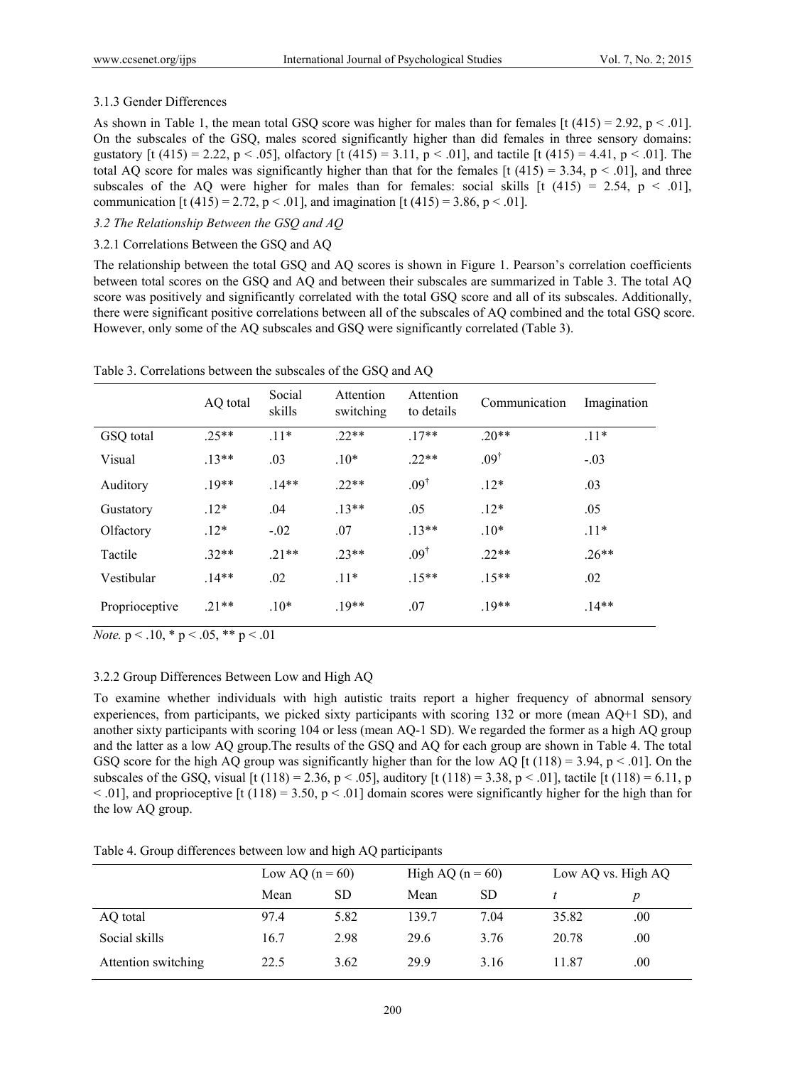#### 3.1.3 Gender Differences

As shown in Table 1, the mean total GSQ score was higher for males than for females [$t(415) = 2.92$, $p < .01$]. On the subscales of the GSQ, males scored significantly higher than did females in three sensory domains: gustatory [$t(415) = 2.22$, $p < .05$], olfactory [$t(415) = 3.11$, $p < .01$], and tactile [$t(415) = 4.41$, $p < .01$]. The total AQ score for males was significantly higher than that for the females [$t(415) = 3.34$, $p < .01$], and three subscales of the AQ were higher for males than for females: social skills [$t(415) = 2.54$, $p < .01$], communication [$t(415) = 2.72$, $p < .01$], and imagination [$t(415) = 3.86$, $p < .01$].

### *3.2 The Relationship Between the GSQ and AQ*

#### 3.2.1 Correlations Between the GSQ and AQ

The relationship between the total GSQ and AQ scores is shown in Figure 1. Pearson's correlation coefficients between total scores on the GSQ and AQ and between their subscales are summarized in Table 3. The total AQ score was positively and significantly correlated with the total GSQ score and all of its subscales. Additionally, there were significant positive correlations between all of the subscales of AQ combined and the total GSQ score. However, only some of the AQ subscales and GSQ were significantly correlated (Table 3).

Table 3. Correlations between the subscales of the GSQ and AQ

| | AQ total | Social skills | Attention switching | Attention to details | Communication | Imagination |
|---|---|---|---|---|---|---|
| GSQ total | .25** | .11* | .22** | .17** | .20** | .11* |
| Visual | .13** | .03 | .10* | .22** | .09† | -.03 |
| Auditory | .19** | .14** | .22** | .09† | .12* | .03 |
| Gustatory | .12* | .04 | .13** | .05 | .12* | .05 |
| Olfactory | .12* | -.02 | .07 | .13** | .10* | .11* |
| Tactile | .32** | .21** | .23** | .09† | .22** | .26** |
| Vestibular | .14** | .02 | .11* | .15** | .15** | .02 |
| Proprioceptive | .21** | .10* | .19** | .07 | .19** | .14** |

*Note.* $p < .10$, * $p < .05$, ** $p < .01$

#### 3.2.2 Group Differences Between Low and High AQ

To examine whether individuals with high autistic traits report a higher frequency of abnormal sensory experiences, from participants, we picked sixty participants with scoring 132 or more (mean AQ+1 SD), and another sixty participants with scoring 104 or less (mean AQ-1 SD). We regarded the former as a high AQ group and the latter as a low AQ group.The results of the GSQ and AQ for each group are shown in Table 4. The total GSQ score for the high AQ group was significantly higher than for the low AQ [$t(118) = 3.94$, $p < .01$]. On the subscales of the GSQ, visual [$t(118) = 2.36$, $p < .05$], auditory [$t(118) = 3.38$, $p < .01$], tactile [$t(118) = 6.11$, $p < .01$], and proprioceptive [$t(118) = 3.50$, $p < .01$] domain scores were significantly higher for the high than for the low AQ group.

Table 4. Group differences between low and high AQ participants

| | Low AQ (n = 60) | | High AQ (n = 60) | | Low AQ vs. High AQ | |
|---|---|---|---|---|---|---|
| | Mean | SD | Mean | SD | *t* | *p* |
| AQ total | 97.4 | 5.82 | 139.7 | 7.04 | 35.82 | .00 |
| Social skills | 16.7 | 2.98 | 29.6 | 3.76 | 20.78 | .00 |
| Attention switching | 22.5 | 3.62 | 29.9 | 3.16 | 11.87 | .00 |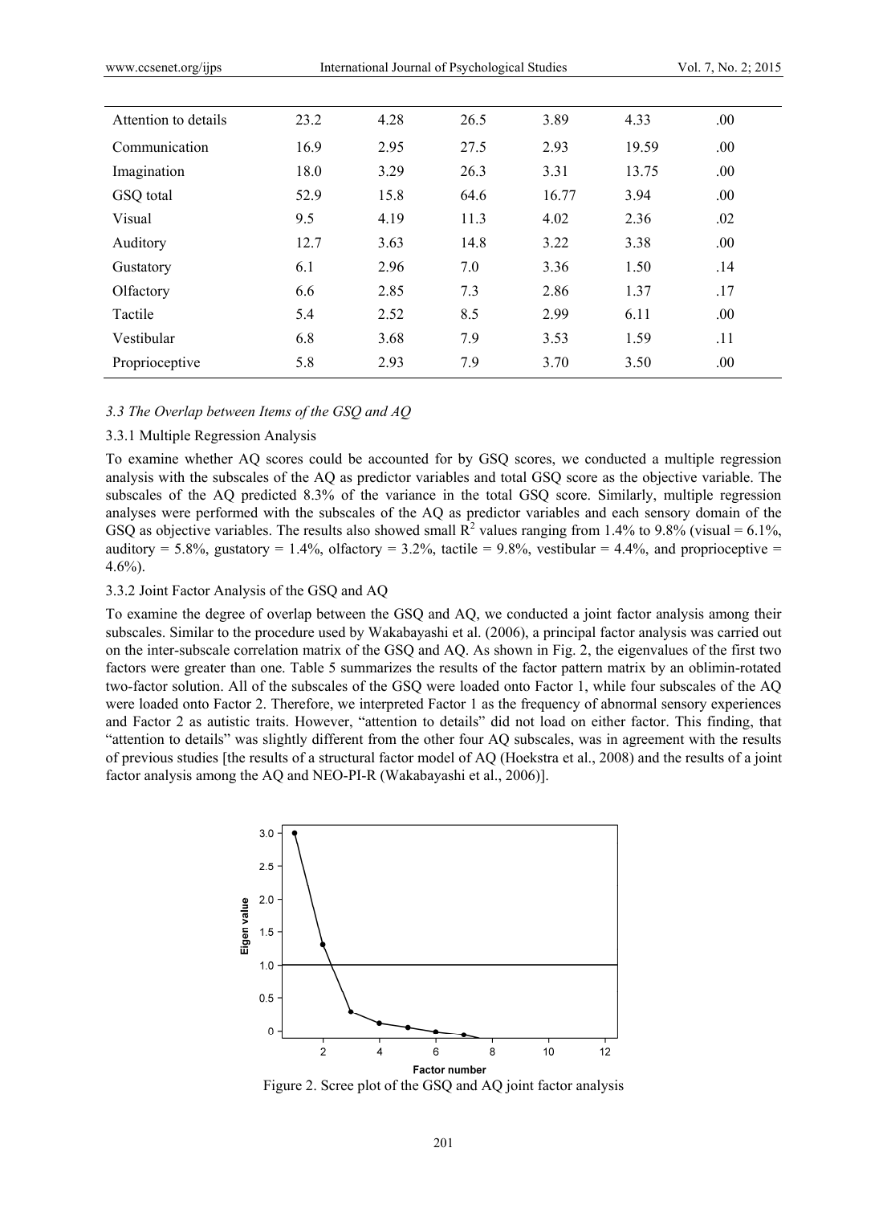| | | | | | |
|---|---|---|---|---|---|
| Attention to details | 23.2 | 4.28 | 26.5 | 3.89 | 4.33 | .00 |
| Communication | 16.9 | 2.95 | 27.5 | 2.93 | 19.59 | .00 |
| Imagination | 18.0 | 3.29 | 26.3 | 3.31 | 13.75 | .00 |
| GSQ total | 52.9 | 15.8 | 64.6 | 16.77 | 3.94 | .00 |
| Visual | 9.5 | 4.19 | 11.3 | 4.02 | 2.36 | .02 |
| Auditory | 12.7 | 3.63 | 14.8 | 3.22 | 3.38 | .00 |
| Gustatory | 6.1 | 2.96 | 7.0 | 3.36 | 1.50 | .14 |
| Olfactory | 6.6 | 2.85 | 7.3 | 2.86 | 1.37 | .17 |
| Tactile | 5.4 | 2.52 | 8.5 | 2.99 | 6.11 | .00 |
| Vestibular | 6.8 | 3.68 | 7.9 | 3.53 | 1.59 | .11 |
| Proprioceptive | 5.8 | 2.93 | 7.9 | 3.70 | 3.50 | .00 |

### *3.3 The Overlap between Items of the GSQ and AQ*

#### 3.3.1 Multiple Regression Analysis

To examine whether AQ scores could be accounted for by GSQ scores, we conducted a multiple regression analysis with the subscales of the AQ as predictor variables and total GSQ score as the objective variable. The subscales of the AQ predicted 8.3% of the variance in the total GSQ score. Similarly, multiple regression analyses were performed with the subscales of the AQ as predictor variables and each sensory domain of the GSQ as objective variables. The results also showed small $R^2$ values ranging from 1.4% to 9.8% (visual = 6.1%, auditory = 5.8%, gustatory = 1.4%, olfactory = 3.2%, tactile = 9.8%, vestibular = 4.4%, and proprioceptive = 4.6%).

#### 3.3.2 Joint Factor Analysis of the GSQ and AQ

To examine the degree of overlap between the GSQ and AQ, we conducted a joint factor analysis among their subscales. Similar to the procedure used by Wakabayashi et al. (2006), a principal factor analysis was carried out on the inter-subscale correlation matrix of the GSQ and AQ. As shown in Fig. 2, the eigenvalues of the first two factors were greater than one. Table 5 summarizes the results of the factor pattern matrix by an oblimin-rotated two-factor solution. All of the subscales of the GSQ were loaded onto Factor 1, while four subscales of the AQ were loaded onto Factor 2. Therefore, we interpreted Factor 1 as the frequency of abnormal sensory experiences and Factor 2 as autistic traits. However, "attention to details" did not load on either factor. This finding, that "attention to details" was slightly different from the other four AQ subscales, was in agreement with the results of previous studies [the results of a structural factor model of AQ (Hoekstra et al., 2008) and the results of a joint factor analysis among the AQ and NEO-PI-R (Wakabayashi et al., 2006)].

Figure 2. Scree plot of the GSQ and AQ joint factor analysis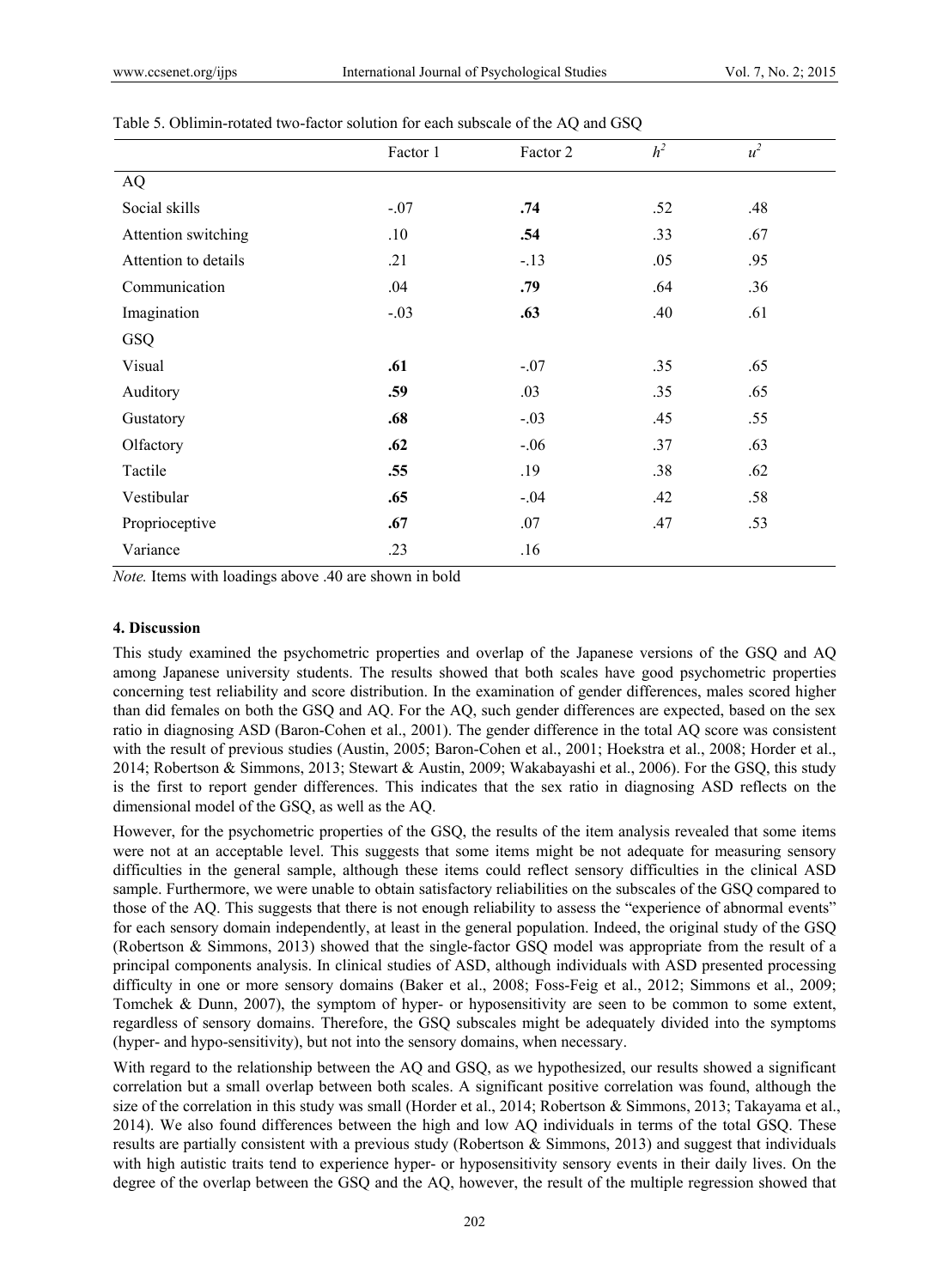Table 5. Oblimin-rotated two-factor solution for each subscale of the AQ and GSQ

| | Factor 1 | Factor 2 | $h^2$ | $u^2$ |
|---|---|---|---|---|
| AQ | | | | |
| Social skills | -.07 | **.74** | .52 | .48 |
| Attention switching | .10 | **.54** | .33 | .67 |
| Attention to details | .21 | -.13 | .05 | .95 |
| Communication | .04 | **.79** | .64 | .36 |
| Imagination | -.03 | **.63** | .40 | .61 |
| GSQ | | | | |
| Visual | **.61** | -.07 | .35 | .65 |
| Auditory | **.59** | .03 | .35 | .65 |
| Gustatory | **.68** | -.03 | .45 | .55 |
| Olfactory | **.62** | -.06 | .37 | .63 |
| Tactile | **.55** | .19 | .38 | .62 |
| Vestibular | **.65** | -.04 | .42 | .58 |
| Proprioceptive | **.67** | .07 | .47 | .53 |
| Variance | .23 | .16 | | |

*Note.* Items with loadings above .40 are shown in bold

## 4. Discussion

This study examined the psychometric properties and overlap of the Japanese versions of the GSQ and AQ among Japanese university students. The results showed that both scales have good psychometric properties concerning test reliability and score distribution. In the examination of gender differences, males scored higher than did females on both the GSQ and AQ. For the AQ, such gender differences are expected, based on the sex ratio in diagnosing ASD (Baron-Cohen et al., 2001). The gender difference in the total AQ score was consistent with the result of previous studies (Austin, 2005; Baron-Cohen et al., 2001; Hoekstra et al., 2008; Horder et al., 2014; Robertson & Simmons, 2013; Stewart & Austin, 2009; Wakabayashi et al., 2006). For the GSQ, this study is the first to report gender differences. This indicates that the sex ratio in diagnosing ASD reflects on the dimensional model of the GSQ, as well as the AQ.

However, for the psychometric properties of the GSQ, the results of the item analysis revealed that some items were not at an acceptable level. This suggests that some items might be not adequate for measuring sensory difficulties in the general sample, although these items could reflect sensory difficulties in the clinical ASD sample. Furthermore, we were unable to obtain satisfactory reliabilities on the subscales of the GSQ compared to those of the AQ. This suggests that there is not enough reliability to assess the "experience of abnormal events" for each sensory domain independently, at least in the general population. Indeed, the original study of the GSQ (Robertson & Simmons, 2013) showed that the single-factor GSQ model was appropriate from the result of a principal components analysis. In clinical studies of ASD, although individuals with ASD presented processing difficulty in one or more sensory domains (Baker et al., 2008; Foss-Feig et al., 2012; Simmons et al., 2009; Tomchek & Dunn, 2007), the symptom of hyper- or hyposensitivity are seen to be common to some extent, regardless of sensory domains. Therefore, the GSQ subscales might be adequately divided into the symptoms (hyper- and hypo-sensitivity), but not into the sensory domains, when necessary.

With regard to the relationship between the AQ and GSQ, as we hypothesized, our results showed a significant correlation but a small overlap between both scales. A significant positive correlation was found, although the size of the correlation in this study was small (Horder et al., 2014; Robertson & Simmons, 2013; Takayama et al., 2014). We also found differences between the high and low AQ individuals in terms of the total GSQ. These results are partially consistent with a previous study (Robertson & Simmons, 2013) and suggest that individuals with high autistic traits tend to experience hyper- or hyposensitivity sensory events in their daily lives. On the degree of the overlap between the GSQ and the AQ, however, the result of the multiple regression showed that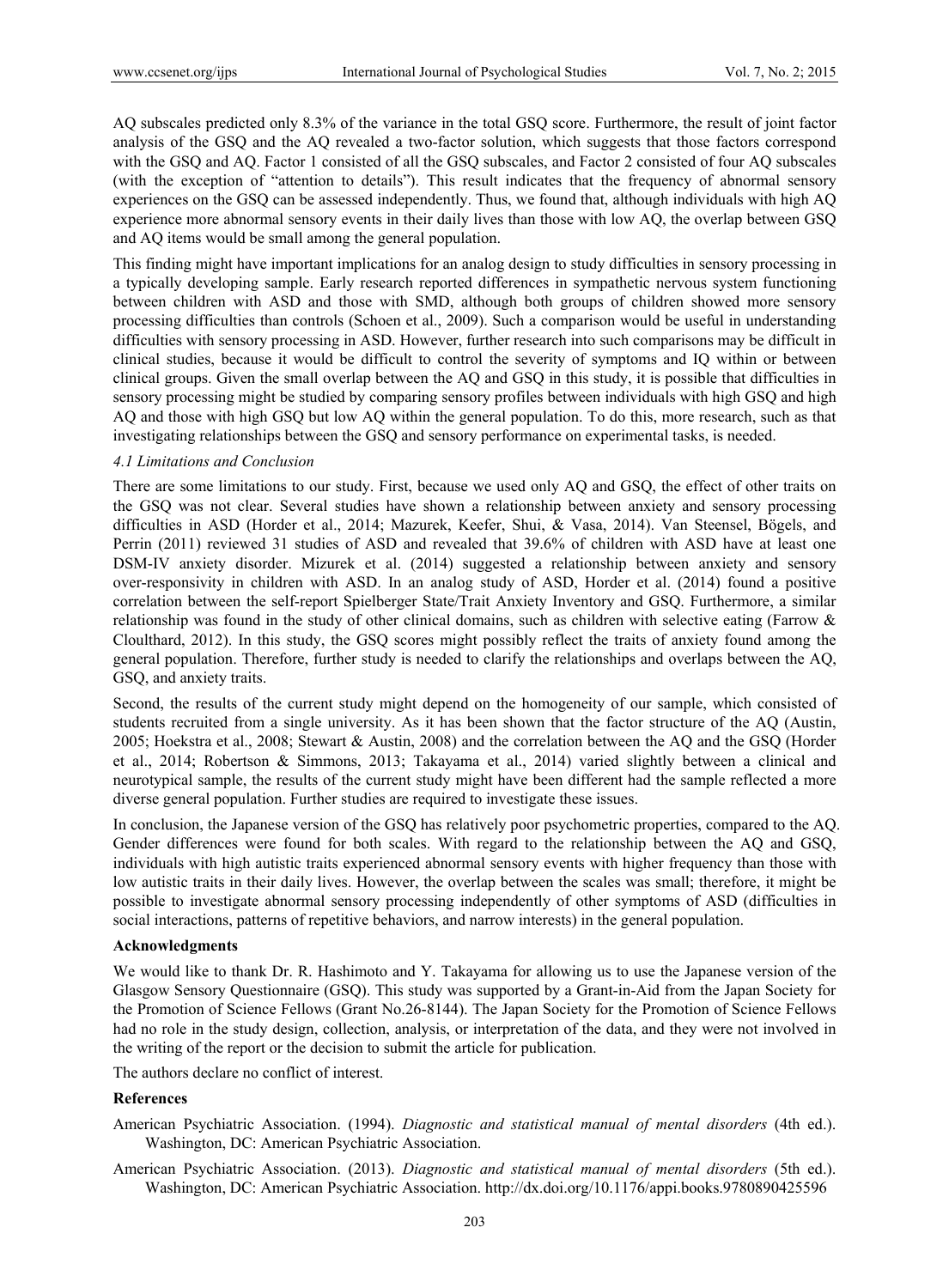AQ subscales predicted only 8.3% of the variance in the total GSQ score. Furthermore, the result of joint factor analysis of the GSQ and the AQ revealed a two-factor solution, which suggests that those factors correspond with the GSQ and AQ. Factor 1 consisted of all the GSQ subscales, and Factor 2 consisted of four AQ subscales (with the exception of "attention to details"). This result indicates that the frequency of abnormal sensory experiences on the GSQ can be assessed independently. Thus, we found that, although individuals with high AQ experience more abnormal sensory events in their daily lives than those with low AQ, the overlap between GSQ and AQ items would be small among the general population.

This finding might have important implications for an analog design to study difficulties in sensory processing in a typically developing sample. Early research reported differences in sympathetic nervous system functioning between children with ASD and those with SMD, although both groups of children showed more sensory processing difficulties than controls (Schoen et al., 2009). Such a comparison would be useful in understanding difficulties with sensory processing in ASD. However, further research into such comparisons may be difficult in clinical studies, because it would be difficult to control the severity of symptoms and IQ within or between clinical groups. Given the small overlap between the AQ and GSQ in this study, it is possible that difficulties in sensory processing might be studied by comparing sensory profiles between individuals with high GSQ and high AQ and those with high GSQ but low AQ within the general population. To do this, more research, such as that investigating relationships between the GSQ and sensory performance on experimental tasks, is needed.

### *4.1 Limitations and Conclusion*

There are some limitations to our study. First, because we used only AQ and GSQ, the effect of other traits on the GSQ was not clear. Several studies have shown a relationship between anxiety and sensory processing difficulties in ASD (Horder et al., 2014; Mazurek, Keefer, Shui, & Vasa, 2014). Van Steensel, Bögels, and Perrin (2011) reviewed 31 studies of ASD and revealed that 39.6% of children with ASD have at least one DSM-IV anxiety disorder. Mizurek et al. (2014) suggested a relationship between anxiety and sensory over-responsivity in children with ASD. In an analog study of ASD, Horder et al. (2014) found a positive correlation between the self-report Spielberger State/Trait Anxiety Inventory and GSQ. Furthermore, a similar relationship was found in the study of other clinical domains, such as children with selective eating (Farrow & Cloulthard, 2012). In this study, the GSQ scores might possibly reflect the traits of anxiety found among the general population. Therefore, further study is needed to clarify the relationships and overlaps between the AQ, GSQ, and anxiety traits.

Second, the results of the current study might depend on the homogeneity of our sample, which consisted of students recruited from a single university. As it has been shown that the factor structure of the AQ (Austin, 2005; Hoekstra et al., 2008; Stewart & Austin, 2008) and the correlation between the AQ and the GSQ (Horder et al., 2014; Robertson & Simmons, 2013; Takayama et al., 2014) varied slightly between a clinical and neurotypical sample, the results of the current study might have been different had the sample reflected a more diverse general population. Further studies are required to investigate these issues.

In conclusion, the Japanese version of the GSQ has relatively poor psychometric properties, compared to the AQ. Gender differences were found for both scales. With regard to the relationship between the AQ and GSQ, individuals with high autistic traits experienced abnormal sensory events with higher frequency than those with low autistic traits in their daily lives. However, the overlap between the scales was small; therefore, it might be possible to investigate abnormal sensory processing independently of other symptoms of ASD (difficulties in social interactions, patterns of repetitive behaviors, and narrow interests) in the general population.

## Acknowledgments

We would like to thank Dr. R. Hashimoto and Y. Takayama for allowing us to use the Japanese version of the Glasgow Sensory Questionnaire (GSQ). This study was supported by a Grant-in-Aid from the Japan Society for the Promotion of Science Fellows (Grant No.26-8144). The Japan Society for the Promotion of Science Fellows had no role in the study design, collection, analysis, or interpretation of the data, and they were not involved in the writing of the report or the decision to submit the article for publication.

The authors declare no conflict of interest.

## References

American Psychiatric Association. (1994). *Diagnostic and statistical manual of mental disorders* (4th ed.). Washington, DC: American Psychiatric Association.

American Psychiatric Association. (2013). *Diagnostic and statistical manual of mental disorders* (5th ed.). Washington, DC: American Psychiatric Association. http://dx.doi.org/10.1176/appi.books.9780890425596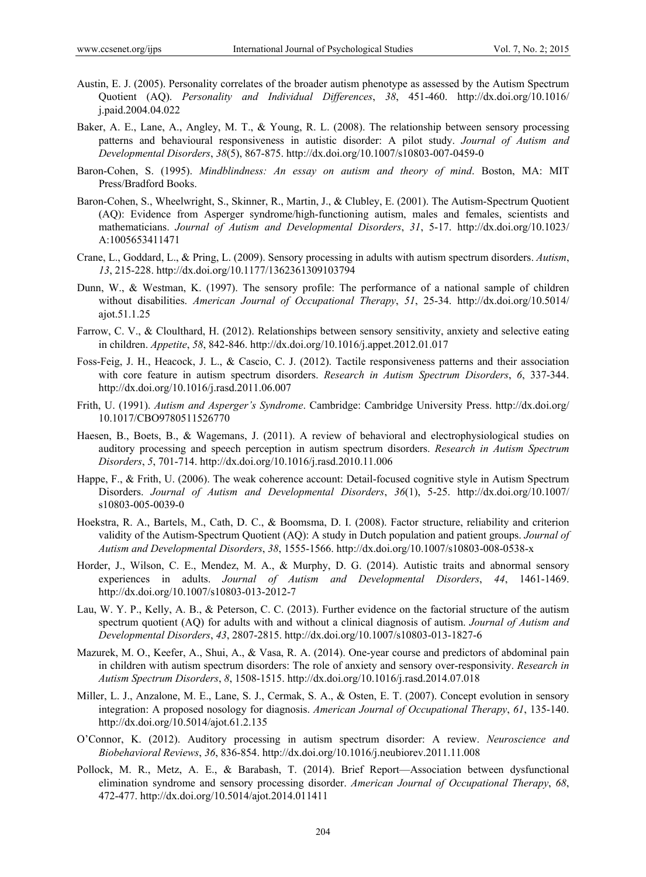Austin, E. J. (2005). Personality correlates of the broader autism phenotype as assessed by the Autism Spectrum Quotient (AQ). *Personality and Individual Differences*, *38*, 451-460. http://dx.doi.org/10.1016/j.paid.2004.04.022

Baker, A. E., Lane, A., Angley, M. T., & Young, R. L. (2008). The relationship between sensory processing patterns and behavioural responsiveness in autistic disorder: A pilot study. *Journal of Autism and Developmental Disorders*, *38*(5), 867-875. http://dx.doi.org/10.1007/s10803-007-0459-0

Baron-Cohen, S. (1995). *Mindblindness: An essay on autism and theory of mind*. Boston, MA: MIT Press/Bradford Books.

Baron-Cohen, S., Wheelwright, S., Skinner, R., Martin, J., & Clubley, E. (2001). The Autism-Spectrum Quotient (AQ): Evidence from Asperger syndrome/high-functioning autism, males and females, scientists and mathematicians. *Journal of Autism and Developmental Disorders*, *31*, 5-17. http://dx.doi.org/10.1023/A:1005653411471

Crane, L., Goddard, L., & Pring, L. (2009). Sensory processing in adults with autism spectrum disorders. *Autism*, *13*, 215-228. http://dx.doi.org/10.1177/1362361309103794

Dunn, W., & Westman, K. (1997). The sensory profile: The performance of a national sample of children without disabilities. *American Journal of Occupational Therapy*, *51*, 25-34. http://dx.doi.org/10.5014/ajot.51.1.25

Farrow, C. V., & Cloulthard, H. (2012). Relationships between sensory sensitivity, anxiety and selective eating in children. *Appetite*, *58*, 842-846. http://dx.doi.org/10.1016/j.appet.2012.01.017

Foss-Feig, J. H., Heacock, J. L., & Cascio, C. J. (2012). Tactile responsiveness patterns and their association with core feature in autism spectrum disorders. *Research in Autism Spectrum Disorders*, *6*, 337-344. http://dx.doi.org/10.1016/j.rasd.2011.06.007

Frith, U. (1991). *Autism and Asperger's Syndrome*. Cambridge: Cambridge University Press. http://dx.doi.org/10.1017/CBO9780511526770

Haesen, B., Boets, B., & Wagemans, J. (2011). A review of behavioral and electrophysiological studies on auditory processing and speech perception in autism spectrum disorders. *Research in Autism Spectrum Disorders*, *5*, 701-714. http://dx.doi.org/10.1016/j.rasd.2010.11.006

Happe, F., & Frith, U. (2006). The weak coherence account: Detail-focused cognitive style in Autism Spectrum Disorders. *Journal of Autism and Developmental Disorders*, *36*(1), 5-25. http://dx.doi.org/10.1007/s10803-005-0039-0

Hoekstra, R. A., Bartels, M., Cath, D. C., & Boomsma, D. I. (2008). Factor structure, reliability and criterion validity of the Autism-Spectrum Quotient (AQ): A study in Dutch population and patient groups. *Journal of Autism and Developmental Disorders*, *38*, 1555-1566. http://dx.doi.org/10.1007/s10803-008-0538-x

Horder, J., Wilson, C. E., Mendez, M. A., & Murphy, D. G. (2014). Autistic traits and abnormal sensory experiences in adults. *Journal of Autism and Developmental Disorders*, *44*, 1461-1469. http://dx.doi.org/10.1007/s10803-013-2012-7

Lau, W. Y. P., Kelly, A. B., & Peterson, C. C. (2013). Further evidence on the factorial structure of the autism spectrum quotient (AQ) for adults with and without a clinical diagnosis of autism. *Journal of Autism and Developmental Disorders*, *43*, 2807-2815. http://dx.doi.org/10.1007/s10803-013-1827-6

Mazurek, M. O., Keefer, A., Shui, A., & Vasa, R. A. (2014). One-year course and predictors of abdominal pain in children with autism spectrum disorders: The role of anxiety and sensory over-responsivity. *Research in Autism Spectrum Disorders*, *8*, 1508-1515. http://dx.doi.org/10.1016/j.rasd.2014.07.018

Miller, L. J., Anzalone, M. E., Lane, S. J., Cermak, S. A., & Osten, E. T. (2007). Concept evolution in sensory integration: A proposed nosology for diagnosis. *American Journal of Occupational Therapy*, *61*, 135-140. http://dx.doi.org/10.5014/ajot.61.2.135

O'Connor, K. (2012). Auditory processing in autism spectrum disorder: A review. *Neuroscience and Biobehavioral Reviews*, *36*, 836-854. http://dx.doi.org/10.1016/j.neubiorev.2011.11.008

Pollock, M. R., Metz, A. E., & Barabash, T. (2014). Brief Report—Association between dysfunctional elimination syndrome and sensory processing disorder. *American Journal of Occupational Therapy*, *68*, 472-477. http://dx.doi.org/10.5014/ajot.2014.011411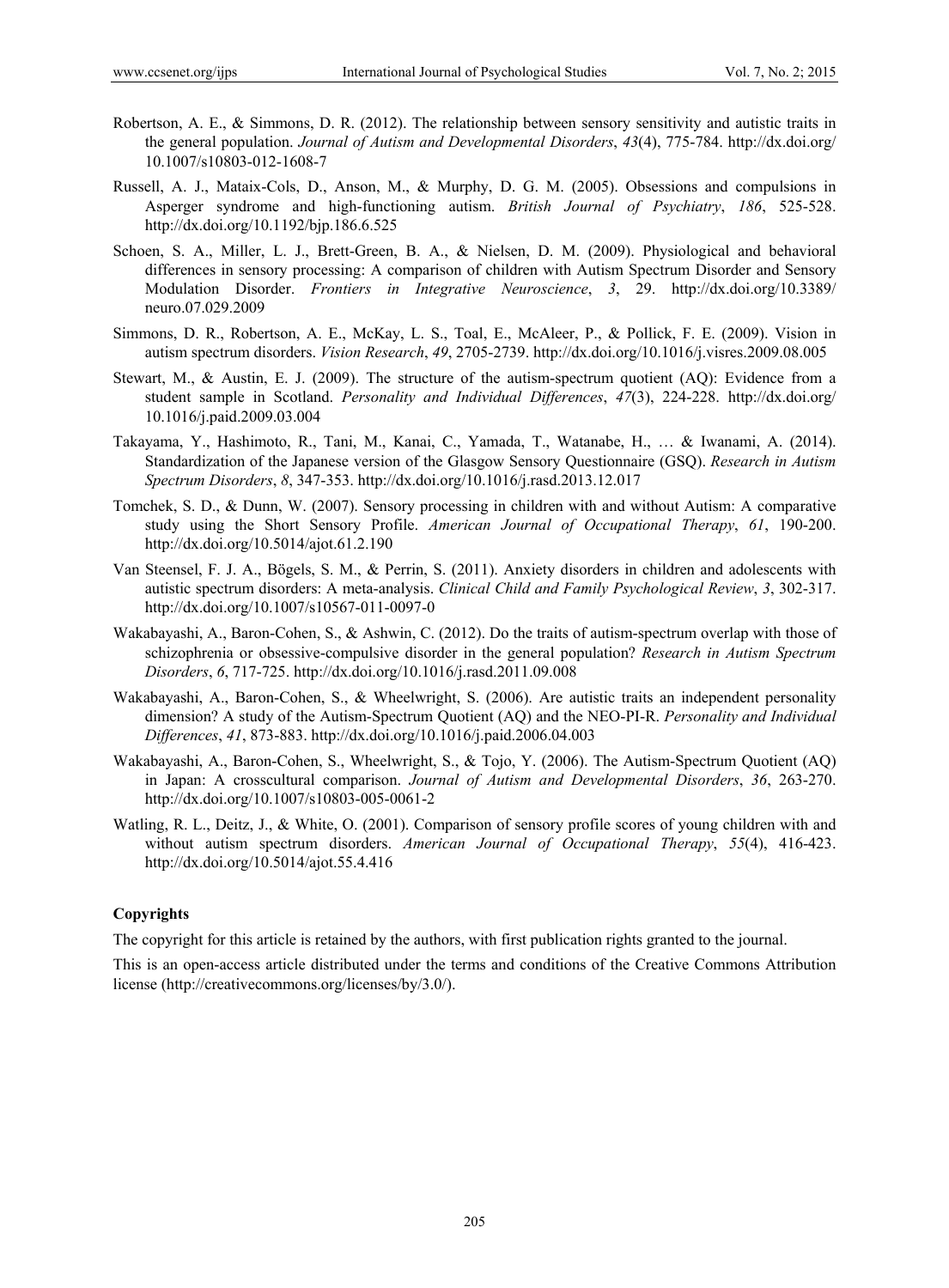Robertson, A. E., & Simmons, D. R. (2012). The relationship between sensory sensitivity and autistic traits in the general population. *Journal of Autism and Developmental Disorders*, *43*(4), 775-784. http://dx.doi.org/10.1007/s10803-012-1608-7

Russell, A. J., Mataix-Cols, D., Anson, M., & Murphy, D. G. M. (2005). Obsessions and compulsions in Asperger syndrome and high-functioning autism. *British Journal of Psychiatry*, *186*, 525-528. http://dx.doi.org/10.1192/bjp.186.6.525

Schoen, S. A., Miller, L. J., Brett-Green, B. A., & Nielsen, D. M. (2009). Physiological and behavioral differences in sensory processing: A comparison of children with Autism Spectrum Disorder and Sensory Modulation Disorder. *Frontiers in Integrative Neuroscience*, *3*, 29. http://dx.doi.org/10.3389/neuro.07.029.2009

Simmons, D. R., Robertson, A. E., McKay, L. S., Toal, E., McAleer, P., & Pollick, F. E. (2009). Vision in autism spectrum disorders. *Vision Research*, *49*, 2705-2739. http://dx.doi.org/10.1016/j.visres.2009.08.005

Stewart, M., & Austin, E. J. (2009). The structure of the autism-spectrum quotient (AQ): Evidence from a student sample in Scotland. *Personality and Individual Differences*, *47*(3), 224-228. http://dx.doi.org/10.1016/j.paid.2009.03.004

Takayama, Y., Hashimoto, R., Tani, M., Kanai, C., Yamada, T., Watanabe, H., … & Iwanami, A. (2014). Standardization of the Japanese version of the Glasgow Sensory Questionnaire (GSQ). *Research in Autism Spectrum Disorders*, *8*, 347-353. http://dx.doi.org/10.1016/j.rasd.2013.12.017

Tomchek, S. D., & Dunn, W. (2007). Sensory processing in children with and without Autism: A comparative study using the Short Sensory Profile. *American Journal of Occupational Therapy*, *61*, 190-200. http://dx.doi.org/10.5014/ajot.61.2.190

Van Steensel, F. J. A., Bögels, S. M., & Perrin, S. (2011). Anxiety disorders in children and adolescents with autistic spectrum disorders: A meta-analysis. *Clinical Child and Family Psychological Review*, *3*, 302-317. http://dx.doi.org/10.1007/s10567-011-0097-0

Wakabayashi, A., Baron-Cohen, S., & Ashwin, C. (2012). Do the traits of autism-spectrum overlap with those of schizophrenia or obsessive-compulsive disorder in the general population? *Research in Autism Spectrum Disorders*, *6*, 717-725. http://dx.doi.org/10.1016/j.rasd.2011.09.008

Wakabayashi, A., Baron-Cohen, S., & Wheelwright, S. (2006). Are autistic traits an independent personality dimension? A study of the Autism-Spectrum Quotient (AQ) and the NEO-PI-R. *Personality and Individual Differences*, *41*, 873-883. http://dx.doi.org/10.1016/j.paid.2006.04.003

Wakabayashi, A., Baron-Cohen, S., Wheelwright, S., & Tojo, Y. (2006). The Autism-Spectrum Quotient (AQ) in Japan: A crosscultural comparison. *Journal of Autism and Developmental Disorders*, *36*, 263-270. http://dx.doi.org/10.1007/s10803-005-0061-2

Watling, R. L., Deitz, J., & White, O. (2001). Comparison of sensory profile scores of young children with and without autism spectrum disorders. *American Journal of Occupational Therapy*, *55*(4), 416-423. http://dx.doi.org/10.5014/ajot.55.4.416

**Copyrights**

The copyright for this article is retained by the authors, with first publication rights granted to the journal.

This is an open-access article distributed under the terms and conditions of the Creative Commons Attribution license (http://creativecommons.org/licenses/by/3.0/).